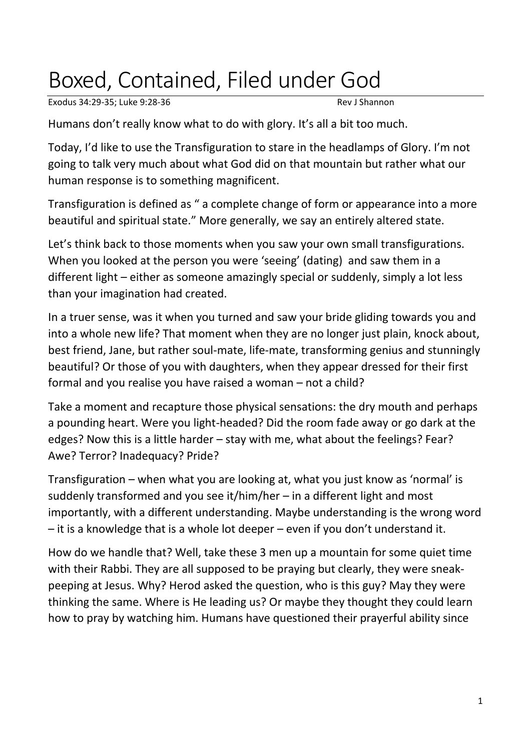# Boxed, Contained, Filed under God

Exodus 34:29-35; Luke 9:28-36 Rev J Shannon

Humans don't really know what to do with glory. It's all a bit too much.

Today, I'd like to use the Transfiguration to stare in the headlamps of Glory. I'm not going to talk very much about what God did on that mountain but rather what our human response is to something magnificent.

Transfiguration is defined as " a complete change of form or appearance into a more beautiful and spiritual state." More generally, we say an entirely altered state.

Let's think back to those moments when you saw your own small transfigurations. When you looked at the person you were 'seeing' (dating) and saw them in a different light – either as someone amazingly special or suddenly, simply a lot less than your imagination had created.

In a truer sense, was it when you turned and saw your bride gliding towards you and into a whole new life? That moment when they are no longer just plain, knock about, best friend, Jane, but rather soul-mate, life-mate, transforming genius and stunningly beautiful? Or those of you with daughters, when they appear dressed for their first formal and you realise you have raised a woman – not a child?

Take a moment and recapture those physical sensations: the dry mouth and perhaps a pounding heart. Were you light-headed? Did the room fade away or go dark at the edges? Now this is a little harder – stay with me, what about the feelings? Fear? Awe? Terror? Inadequacy? Pride?

Transfiguration – when what you are looking at, what you just know as 'normal' is suddenly transformed and you see it/him/her – in a different light and most importantly, with a different understanding. Maybe understanding is the wrong word – it is a knowledge that is a whole lot deeper – even if you don't understand it.

How do we handle that? Well, take these 3 men up a mountain for some quiet time with their Rabbi. They are all supposed to be praying but clearly, they were sneak-peeping at Jesus. Why? Herod asked the question, who is this guy? May they were thinking the same. Where is He leading us? Or maybe they thought they could learn how to pray by watching him. Humans have questioned their prayerful ability since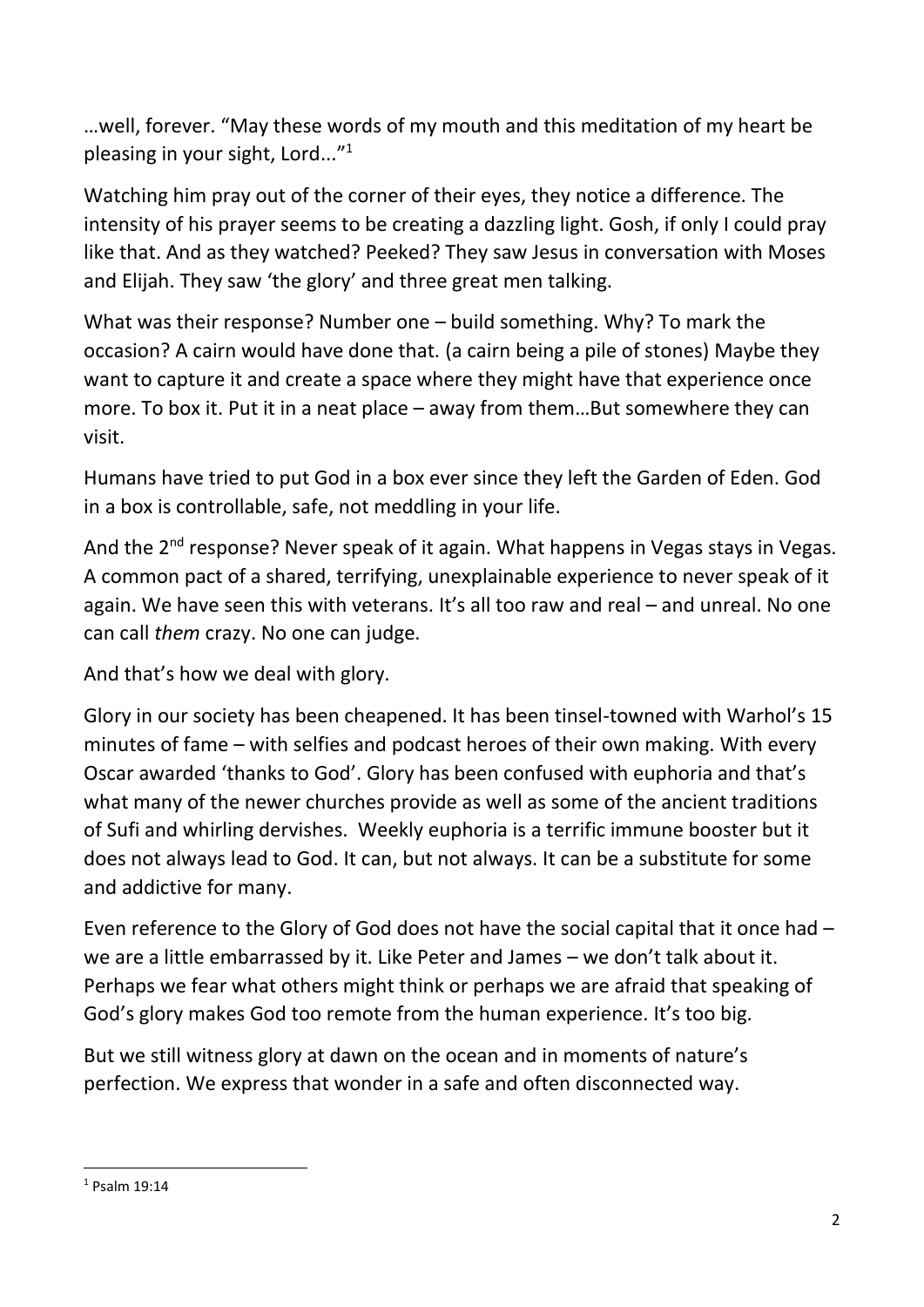…well, forever. "May these words of my mouth and this meditation of my heart be pleasing in your sight, Lord..."[1]

Watching him pray out of the corner of their eyes, they notice a difference. The intensity of his prayer seems to be creating a dazzling light. Gosh, if only I could pray like that. And as they watched? Peeked? They saw Jesus in conversation with Moses and Elijah. They saw 'the glory' and three great men talking.

What was their response? Number one – build something. Why? To mark the occasion? A cairn would have done that. (a cairn being a pile of stones) Maybe they want to capture it and create a space where they might have that experience once more. To box it. Put it in a neat place – away from them…But somewhere they can visit.

Humans have tried to put God in a box ever since they left the Garden of Eden. God in a box is controllable, safe, not meddling in your life.

And the 2nd response? Never speak of it again. What happens in Vegas stays in Vegas. A common pact of a shared, terrifying, unexplainable experience to never speak of it again. We have seen this with veterans. It's all too raw and real – and unreal. No one can call *them* crazy. No one can judge.

And that's how we deal with glory.

Glory in our society has been cheapened. It has been tinsel-towned with Warhol's 15 minutes of fame – with selfies and podcast heroes of their own making. With every Oscar awarded 'thanks to God'. Glory has been confused with euphoria and that's what many of the newer churches provide as well as some of the ancient traditions of Sufi and whirling dervishes. Weekly euphoria is a terrific immune booster but it does not always lead to God. It can, but not always. It can be a substitute for some and addictive for many.

Even reference to the Glory of God does not have the social capital that it once had – we are a little embarrassed by it. Like Peter and James – we don't talk about it. Perhaps we fear what others might think or perhaps we are afraid that speaking of God's glory makes God too remote from the human experience. It's too big.

But we still witness glory at dawn on the ocean and in moments of nature's perfection. We express that wonder in a safe and often disconnected way.

---

[1] Psalm 19:14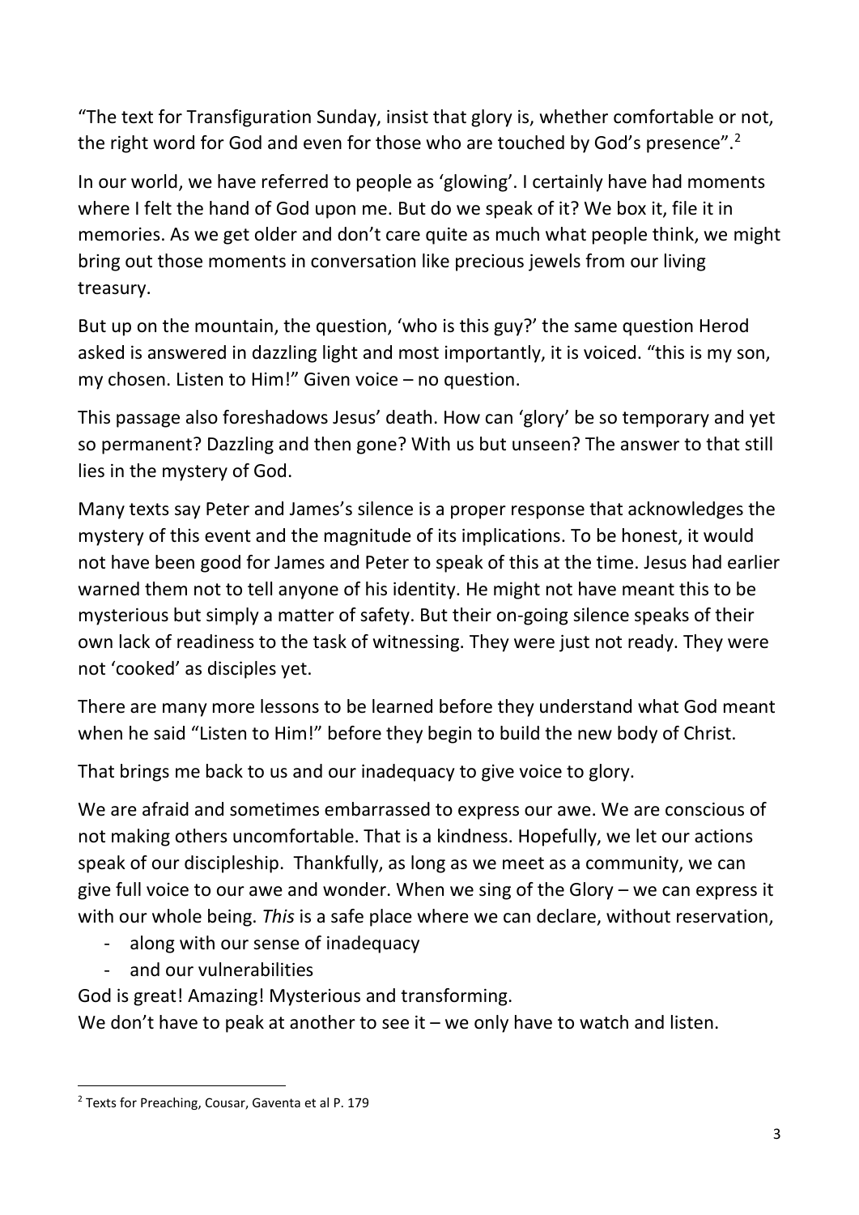"The text for Transfiguration Sunday, insist that glory is, whether comfortable or not, the right word for God and even for those who are touched by God's presence".[2]

In our world, we have referred to people as 'glowing'. I certainly have had moments where I felt the hand of God upon me. But do we speak of it? We box it, file it in memories. As we get older and don't care quite as much what people think, we might bring out those moments in conversation like precious jewels from our living treasury.

But up on the mountain, the question, 'who is this guy?' the same question Herod asked is answered in dazzling light and most importantly, it is voiced. "this is my son, my chosen. Listen to Him!" Given voice – no question.

This passage also foreshadows Jesus' death. How can 'glory' be so temporary and yet so permanent? Dazzling and then gone? With us but unseen? The answer to that still lies in the mystery of God.

Many texts say Peter and James's silence is a proper response that acknowledges the mystery of this event and the magnitude of its implications. To be honest, it would not have been good for James and Peter to speak of this at the time. Jesus had earlier warned them not to tell anyone of his identity. He might not have meant this to be mysterious but simply a matter of safety. But their on-going silence speaks of their own lack of readiness to the task of witnessing. They were just not ready. They were not 'cooked' as disciples yet.

There are many more lessons to be learned before they understand what God meant when he said "Listen to Him!" before they begin to build the new body of Christ.

That brings me back to us and our inadequacy to give voice to glory.

We are afraid and sometimes embarrassed to express our awe. We are conscious of not making others uncomfortable. That is a kindness. Hopefully, we let our actions speak of our discipleship. Thankfully, as long as we meet as a community, we can give full voice to our awe and wonder. When we sing of the Glory – we can express it with our whole being. *This* is a safe place where we can declare, without reservation,

- along with our sense of inadequacy
- and our vulnerabilities

God is great! Amazing! Mysterious and transforming.
We don't have to peak at another to see it – we only have to watch and listen.

---

[2] Texts for Preaching, Cousar, Gaventa et al P. 179